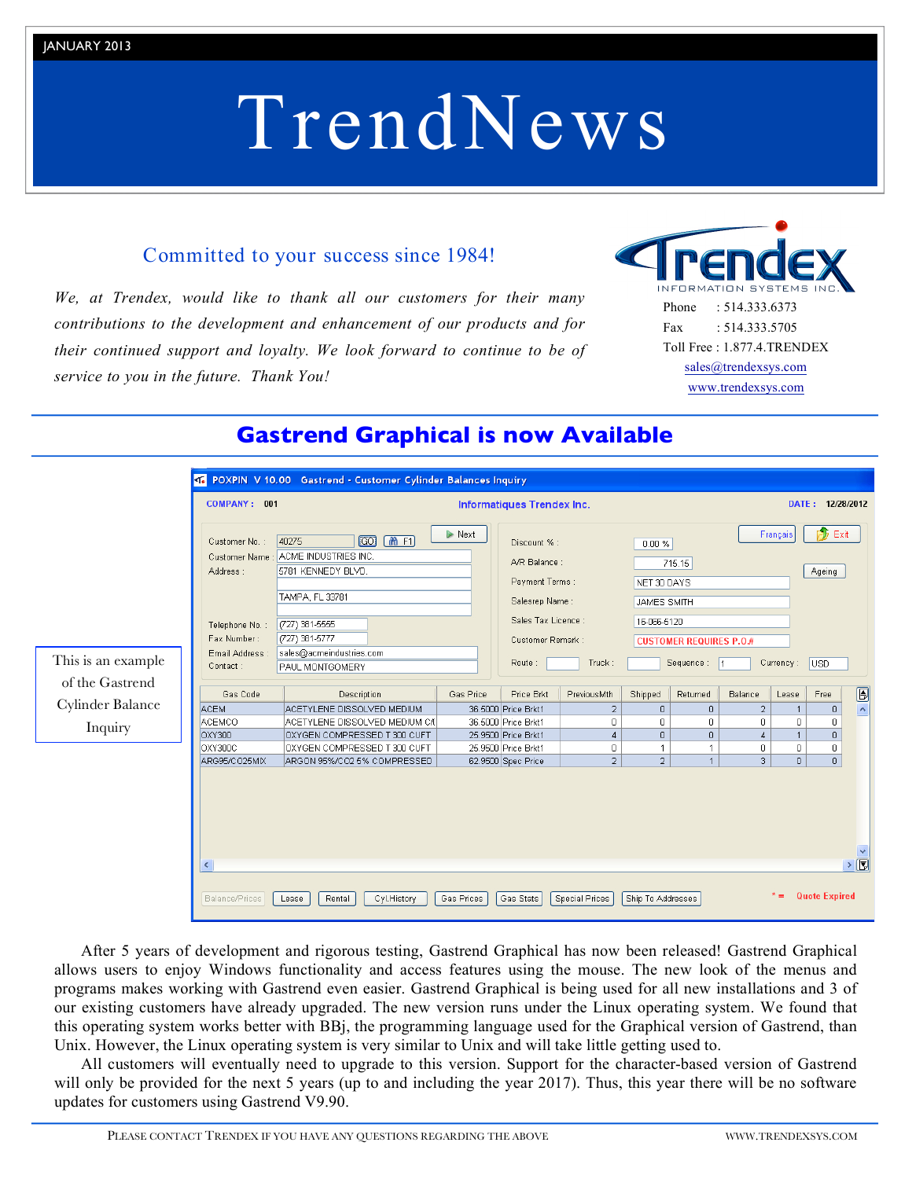JANUARY 2013

# TrendNews

## Committed to your success since 1984!

*We, at Trendex, would like to thank all our customers for their many contributions to the development and enhancement of our products and for their continued support and loyalty. We look forward to continue to be of service to you in the future. Thank You!*

Trendex INFORMATION SYSTEMS INC.

Phone : 514.333.6373
Fax : 514.333.5705
Toll Free : 1.877.4.TRENDEX
sales@trendexsys.com
www.trendexsys.com

## Gastrend Graphical is now Available

POXPIN V 10.00 Gastrend - Customer Cylinder Balances Inquiry

COMPANY : 001 Informatiques Trendex Inc. DATE : 12/28/2012

Customer No. : 40275
Customer Name : ACME INDUSTRIES INC.
Address : 5781 KENNEDY BLVD.
TAMPA, FL 33781
Telephone No. : (727) 381-5555
Fax Number : (727) 381-5777
Email Address : sales@acmeindustries.com
Contact : PAUL MONTGOMERY

Discount % : 0.00 %
A/R Balance : 715.15
Payment Terms : NET 30 DAYS
Salesrep Name : JAMES SMITH
Sales Tax Licence : 16-086-5120
Customer Remark : CUSTOMER REQUIRES P.O.#
Route : Truck : Sequence : 1 Currency : USD

| Gas Code | Description | Gas Price | Price Brkt | PreviousMth | Shipped | Returned | Balance | Lease | Free |
|---|---|---|---|---|---|---|---|---|---|
| ACEM | ACETYLENE DISSOLVED MEDIUM | 36.5000 | Price Brkt1 | 2 | 0 | 0 | 2 | 1 | 0 |
| ACEMCO | ACETYLENE DISSOLVED MEDIUM C/ | 36.5000 | Price Brkt1 | 0 | 0 | 0 | 0 | 0 | 0 |
| OXY300 | OXYGEN COMPRESSED T 300 CUFT | 25.9500 | Price Brkt1 | 4 | 0 | 0 | 4 | 1 | 0 |
| OXY300C | OXYGEN COMPRESSED T 300 CUFT | 25.9500 | Price Brkt1 | 0 | 1 | 1 | 0 | 0 | 0 |
| ARG95/CO25MIX | ARGON 95%/CO2 5% COMPRESSED | 62.9500 | Spec Price | 2 | 2 | 1 | 3 | 0 | 0 |

Balance/Prices | Lease | Rental | Cyl.History | Gas Prices | Gas Stats | Special Prices | Ship To Addresses | * = Quote Expired

This is an example of the Gastrend Cylinder Balance Inquiry

After 5 years of development and rigorous testing, Gastrend Graphical has now been released! Gastrend Graphical allows users to enjoy Windows functionality and access features using the mouse. The new look of the menus and programs makes working with Gastrend even easier. Gastrend Graphical is being used for all new installations and 3 of our existing customers have already upgraded. The new version runs under the Linux operating system. We found that this operating system works better with BBj, the programming language used for the Graphical version of Gastrend, than Unix. However, the Linux operating system is very similar to Unix and will take little getting used to.

All customers will eventually need to upgrade to this version. Support for the character-based version of Gastrend will only be provided for the next 5 years (up to and including the year 2017). Thus, this year there will be no software updates for customers using Gastrend V9.90.

PLEASE CONTACT TRENDEX IF YOU HAVE ANY QUESTIONS REGARDING THE ABOVE WWW.TRENDEXSYS.COM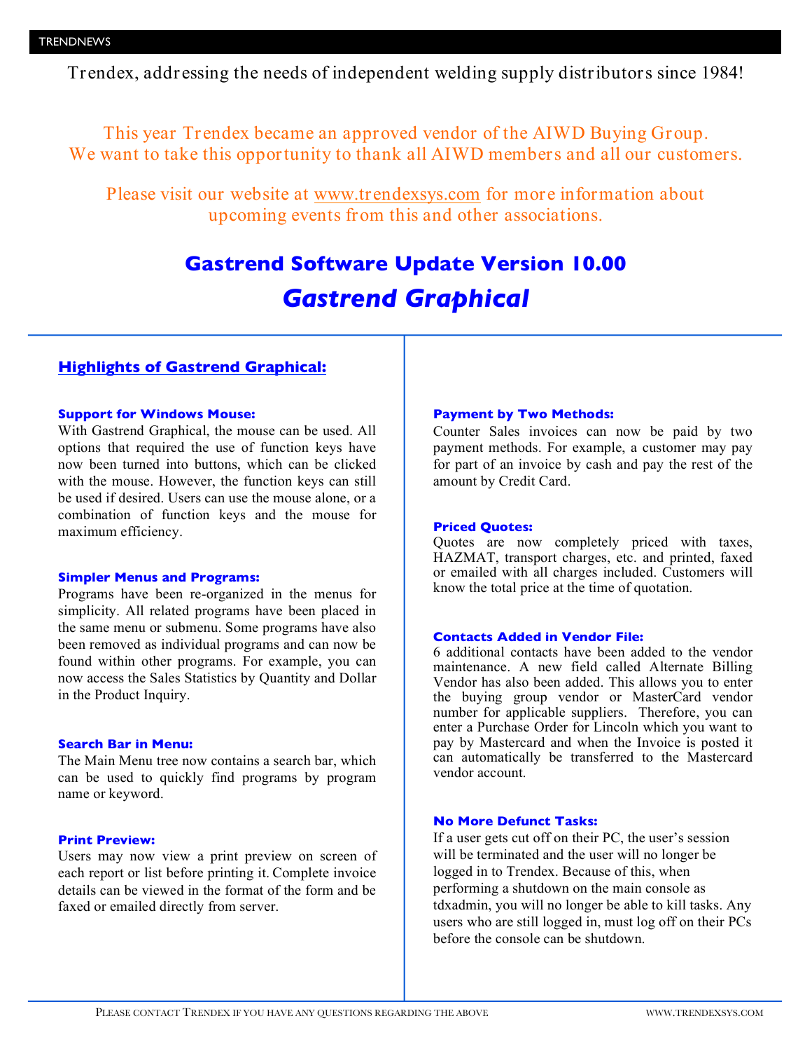Trendex, addressing the needs of independent welding supply distributors since 1984!

This year Trendex became an approved vendor of the AIWD Buying Group.
We want to take this opportunity to thank all AIWD members and all our customers.

Please visit our website at www.trendexsys.com for more information about upcoming events from this and other associations.

# Gastrend Software Update Version 10.00

## *Gastrend Graphical*

### Highlights of Gastrend Graphical:

**Support for Windows Mouse:**
With Gastrend Graphical, the mouse can be used. All options that required the use of function keys have now been turned into buttons, which can be clicked with the mouse. However, the function keys can still be used if desired. Users can use the mouse alone, or a combination of function keys and the mouse for maximum efficiency.

**Simpler Menus and Programs:**
Programs have been re-organized in the menus for simplicity. All related programs have been placed in the same menu or submenu. Some programs have also been removed as individual programs and can now be found within other programs. For example, you can now access the Sales Statistics by Quantity and Dollar in the Product Inquiry.

**Search Bar in Menu:**
The Main Menu tree now contains a search bar, which can be used to quickly find programs by program name or keyword.

**Print Preview:**
Users may now view a print preview on screen of each report or list before printing it. Complete invoice details can be viewed in the format of the form and be faxed or emailed directly from server.

**Payment by Two Methods:**
Counter Sales invoices can now be paid by two payment methods. For example, a customer may pay for part of an invoice by cash and pay the rest of the amount by Credit Card.

**Priced Quotes:**
Quotes are now completely priced with taxes, HAZMAT, transport charges, etc. and printed, faxed or emailed with all charges included. Customers will know the total price at the time of quotation.

**Contacts Added in Vendor File:**
6 additional contacts have been added to the vendor maintenance. A new field called Alternate Billing Vendor has also been added. This allows you to enter the buying group vendor or MasterCard vendor number for applicable suppliers. Therefore, you can enter a Purchase Order for Lincoln which you want to pay by Mastercard and when the Invoice is posted it can automatically be transferred to the Mastercard vendor account.

**No More Defunct Tasks:**
If a user gets cut off on their PC, the user's session will be terminated and the user will no longer be logged in to Trendex. Because of this, when performing a shutdown on the main console as tdxadmin, you will no longer be able to kill tasks. Any users who are still logged in, must log off on their PCs before the console can be shutdown.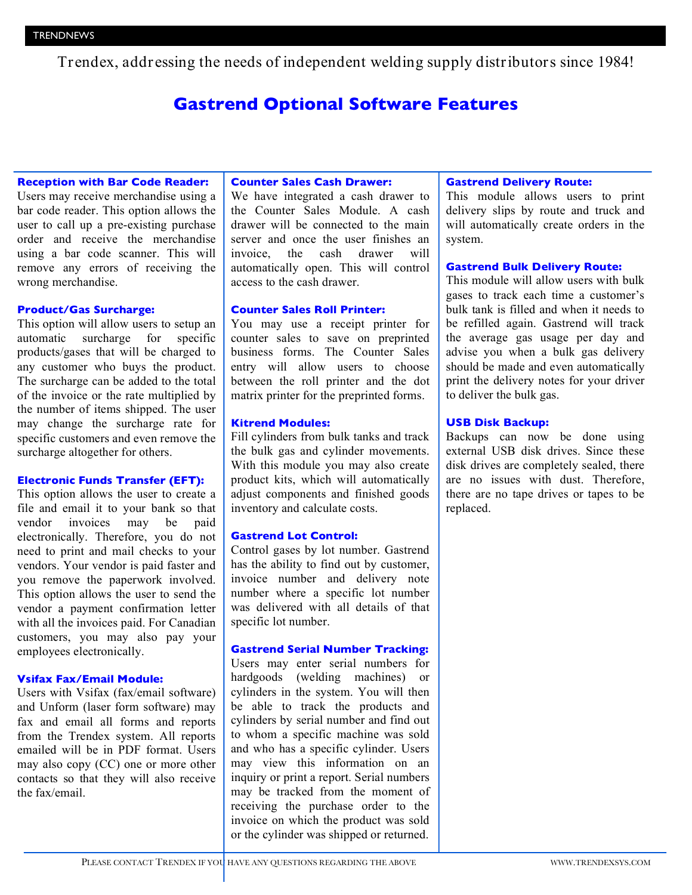Trendex, addressing the needs of independent welding supply distributors since 1984!

# Gastrend Optional Software Features

**Reception with Bar Code Reader:**
Users may receive merchandise using a bar code reader. This option allows the user to call up a pre-existing purchase order and receive the merchandise using a bar code scanner. This will remove any errors of receiving the wrong merchandise.

**Product/Gas Surcharge:**
This option will allow users to setup an automatic surcharge for specific products/gases that will be charged to any customer who buys the product. The surcharge can be added to the total of the invoice or the rate multiplied by the number of items shipped. The user may change the surcharge rate for specific customers and even remove the surcharge altogether for others.

**Electronic Funds Transfer (EFT):**
This option allows the user to create a file and email it to your bank so that vendor invoices may be paid electronically. Therefore, you do not need to print and mail checks to your vendors. Your vendor is paid faster and you remove the paperwork involved. This option allows the user to send the vendor a payment confirmation letter with all the invoices paid. For Canadian customers, you may also pay your employees electronically.

**Vsifax Fax/Email Module:**
Users with Vsifax (fax/email software) and Unform (laser form software) may fax and email all forms and reports from the Trendex system. All reports emailed will be in PDF format. Users may also copy (CC) one or more other contacts so that they will also receive the fax/email.

**Counter Sales Cash Drawer:**
We have integrated a cash drawer to the Counter Sales Module. A cash drawer will be connected to the main server and once the user finishes an invoice, the cash drawer will automatically open. This will control access to the cash drawer.

**Counter Sales Roll Printer:**
You may use a receipt printer for counter sales to save on preprinted business forms. The Counter Sales entry will allow users to choose between the roll printer and the dot matrix printer for the preprinted forms.

**Kitrend Modules:**
Fill cylinders from bulk tanks and track the bulk gas and cylinder movements. With this module you may also create product kits, which will automatically adjust components and finished goods inventory and calculate costs.

**Gastrend Lot Control:**
Control gases by lot number. Gastrend has the ability to find out by customer, invoice number and delivery note number where a specific lot number was delivered with all details of that specific lot number.

**Gastrend Serial Number Tracking:**
Users may enter serial numbers for hardgoods (welding machines) or cylinders in the system. You will then be able to track the products and cylinders by serial number and find out to whom a specific machine was sold and who has a specific cylinder. Users may view this information on an inquiry or print a report. Serial numbers may be tracked from the moment of receiving the purchase order to the invoice on which the product was sold or the cylinder was shipped or returned.

**Gastrend Delivery Route:**
This module allows users to print delivery slips by route and truck and will automatically create orders in the system.

**Gastrend Bulk Delivery Route:**
This module will allow users with bulk gases to track each time a customer's bulk tank is filled and when it needs to be refilled again. Gastrend will track the average gas usage per day and advise you when a bulk gas delivery should be made and even automatically print the delivery notes for your driver to deliver the bulk gas.

**USB Disk Backup:**
Backups can now be done using external USB disk drives. Since these disk drives are completely sealed, there are no issues with dust. Therefore, there are no tape drives or tapes to be replaced.

Please contact Trendex if you have any questions regarding the above — www.trendexsys.com